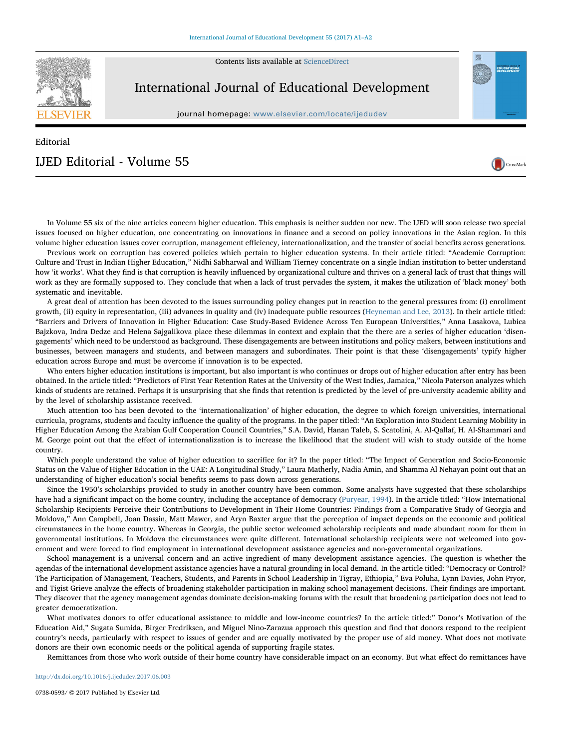Editorial

# IJED Editorial - Volume 55

In Volume 55 six of the nine articles concern higher education. This emphasis is neither sudden nor new. The IJED will soon release two special issues focused on higher education, one concentrating on innovations in finance and a second on policy innovations in the Asian region. In this volume higher education issues cover corruption, management efficiency, internationalization, and the transfer of social benefits across generations.

Previous work on corruption has covered policies which pertain to higher education systems. In their article titled: "Academic Corruption: Culture and Trust in Indian Higher Education," Nidhi Sabharwal and William Tierney concentrate on a single Indian institution to better understand how 'it works'. What they find is that corruption is heavily influenced by organizational culture and thrives on a general lack of trust that things will work as they are formally supposed to. They conclude that when a lack of trust pervades the system, it makes the utilization of 'black money' both systematic and inevitable.

A great deal of attention has been devoted to the issues surrounding policy changes put in reaction to the general pressures from: (i) enrollment growth, (ii) equity in representation, (iii) advances in quality and (iv) inadequate public resources (Heyneman and Lee, 2013). In their article titled: "Barriers and Drivers of Innovation in Higher Education: Case Study-Based Evidence Across Ten European Universities," Anna Lasakova, Lubica Bajzkova, Indra Dedze and Helena Sajgalikova place these dilemmas in context and explain that the there are a series of higher education 'disengagements' which need to be understood as background. These disengagements are between institutions and policy makers, between institutions and businesses, between managers and students, and between managers and subordinates. Their point is that these 'disengagements' typify higher education across Europe and must be overcome if innovation is to be expected.

Who enters higher education institutions is important, but also important is who continues or drops out of higher education after entry has been obtained. In the article titled: "Predictors of First Year Retention Rates at the University of the West Indies, Jamaica," Nicola Paterson analyzes which kinds of students are retained. Perhaps it is unsurprising that she finds that retention is predicted by the level of pre-university academic ability and by the level of scholarship assistance received.

Much attention too has been devoted to the 'internationalization' of higher education, the degree to which foreign universities, international curricula, programs, students and faculty influence the quality of the programs. In the paper titled: "An Exploration into Student Learning Mobility in Higher Education Among the Arabian Gulf Cooperation Council Countries," S.A. David, Hanan Taleb, S. Scatolini, A. Al-Qallaf, H. Al-Shammari and M. George point out that the effect of internationalization is to increase the likelihood that the student will wish to study outside of the home country.

Which people understand the value of higher education to sacrifice for it? In the paper titled: "The Impact of Generation and Socio-Economic Status on the Value of Higher Education in the UAE: A Longitudinal Study," Laura Matherly, Nadia Amin, and Shamma Al Nehayan point out that an understanding of higher education's social benefits seems to pass down across generations.

Since the 1950's scholarships provided to study in another country have been common. Some analysts have suggested that these scholarships have had a significant impact on the home country, including the acceptance of democracy (Puryear, 1994). In the article titled: "How International Scholarship Recipients Perceive their Contributions to Development in Their Home Countries: Findings from a Comparative Study of Georgia and Moldova," Ann Campbell, Joan Dassin, Matt Mawer, and Aryn Baxter argue that the perception of impact depends on the economic and political circumstances in the home country. Whereas in Georgia, the public sector welcomed scholarship recipients and made abundant room for them in governmental institutions. In Moldova the circumstances were quite different. International scholarship recipients were not welcomed into government and were forced to find employment in international development assistance agencies and non-governmental organizations.

School management is a universal concern and an active ingredient of many development assistance agencies. The question is whether the agendas of the international development assistance agencies have a natural grounding in local demand. In the article titled: "Democracy or Control? The Participation of Management, Teachers, Students, and Parents in School Leadership in Tigray, Ethiopia," Eva Poluha, Lynn Davies, John Pryor, and Tigist Grieve analyze the effects of broadening stakeholder participation in making school management decisions. Their findings are important. They discover that the agency management agendas dominate decision-making forums with the result that broadening participation does not lead to greater democratization.

What motivates donors to offer educational assistance to middle and low-income countries? In the article titled:" Donor's Motivation of the Education Aid," Sugata Sumida, Birger Fredriksen, and Miguel Nino-Zarazua approach this question and find that donors respond to the recipient country's needs, particularly with respect to issues of gender and are equally motivated by the proper use of aid money. What does not motivate donors are their own economic needs or the political agenda of supporting fragile states.

Remittances from those who work outside of their home country have considerable impact on an economy. But what effect do remittances have

http://dx.doi.org/10.1016/j.ijedudev.2017.06.003

0738-0593/ © 2017 Published by Elsevier Ltd.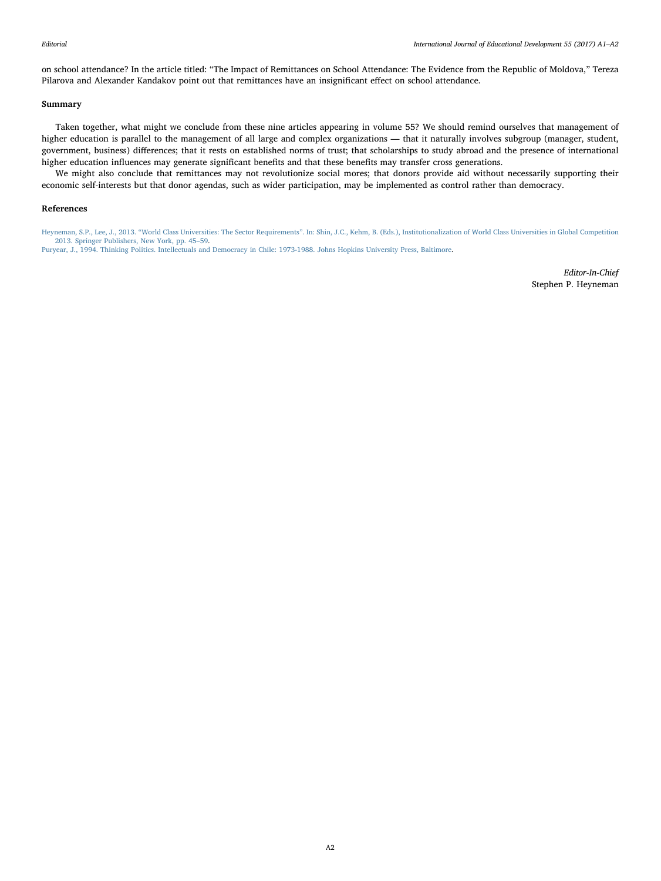on school attendance? In the article titled: "The Impact of Remittances on School Attendance: The Evidence from the Republic of Moldova," Tereza Pilarova and Alexander Kandakov point out that remittances have an insignificant effect on school attendance.

## Summary

Taken together, what might we conclude from these nine articles appearing in volume 55? We should remind ourselves that management of higher education is parallel to the management of all large and complex organizations — that it naturally involves subgroup (manager, student, government, business) differences; that it rests on established norms of trust; that scholarships to study abroad and the presence of international higher education influences may generate significant benefits and that these benefits may transfer cross generations.

We might also conclude that remittances may not revolutionize social mores; that donors provide aid without necessarily supporting their economic self-interests but that donor agendas, such as wider participation, may be implemented as control rather than democracy.

## References

Heyneman, S.P., Lee, J., 2013. "World Class Universities: The Sector Requirements". In: Shin, J.C., Kehm, B. (Eds.), Institutionalization of World Class Universities in Global Competition 2013. Springer Publishers, New York, pp. 45–59.

Puryear, J., 1994. Thinking Politics. Intellectuals and Democracy in Chile: 1973-1988. Johns Hopkins University Press, Baltimore.

*Editor-In-Chief*
Stephen P. Heyneman